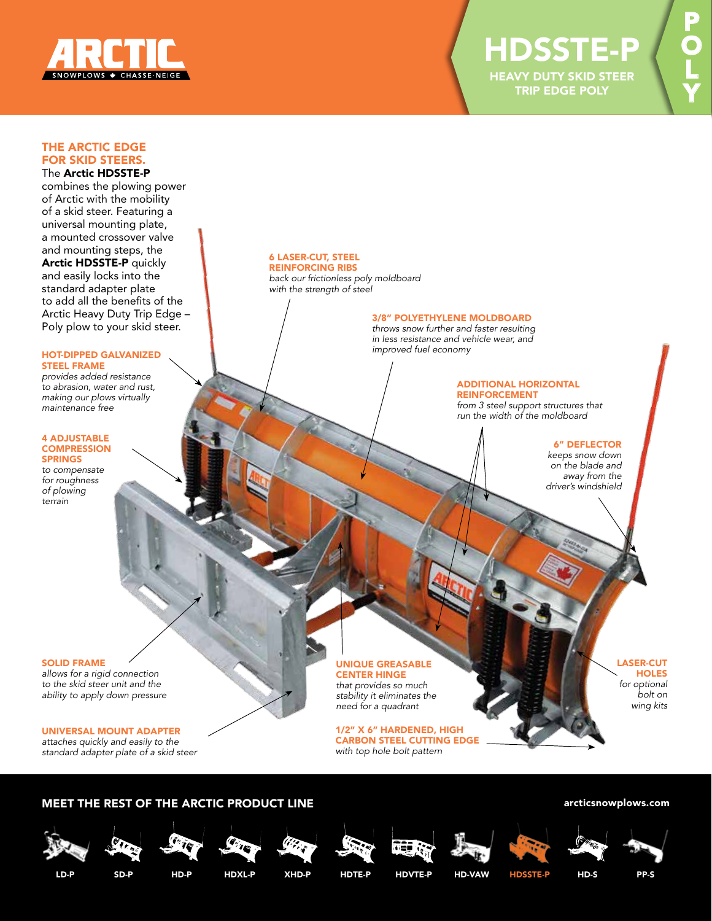ARCTIC SNOWPLOWS ✦ CHASSE-NEIGE

# HDSSTE-P

## HEAVY DUTY SKID STEER TRIP EDGE POLY

POLY

## THE ARCTIC EDGE FOR SKID STEERS.

The **Arctic HDSSTE-P** combines the plowing power of Arctic with the mobility of a skid steer. Featuring a universal mounting plate, a mounted crossover valve and mounting steps, the **Arctic HDSSTE-P** quickly and easily locks into the standard adapter plate to add all the benefits of the Arctic Heavy Duty Trip Edge – Poly plow to your skid steer.

**HOT-DIPPED GALVANIZED STEEL FRAME**
*provides added resistance to abrasion, water and rust, making our plows virtually maintenance free*

**4 ADJUSTABLE COMPRESSION SPRINGS**
*to compensate for roughness of plowing terrain*

**6 LASER-CUT, STEEL REINFORCING RIBS**
*back our frictionless poly moldboard with the strength of steel*

**3/8" POLYETHYLENE MOLDBOARD**
*throws snow further and faster resulting in less resistance and vehicle wear, and improved fuel economy*

**ADDITIONAL HORIZONTAL REINFORCEMENT**
*from 3 steel support structures that run the width of the moldboard*

**6" DEFLECTOR**
*keeps snow down on the blade and away from the driver's windshield*

**SOLID FRAME**
*allows for a rigid connection to the skid steer unit and the ability to apply down pressure*

**UNIQUE GREASABLE CENTER HINGE**
*that provides so much stability it eliminates the need for a quadrant*

**LASER-CUT HOLES**
*for optional bolt on wing kits*

**UNIVERSAL MOUNT ADAPTER**
*attaches quickly and easily to the standard adapter plate of a skid steer*

**1/2" X 6" HARDENED, HIGH CARBON STEEL CUTTING EDGE**
*with top hole bolt pattern*

## MEET THE REST OF THE ARCTIC PRODUCT LINE

arcticsnowplows.com

LD-P | SD-P | HD-P | HDXL-P | XHD-P | HDTE-P | HDVTE-P | HD-VAW | HDSSTE-P | HD-S | PP-S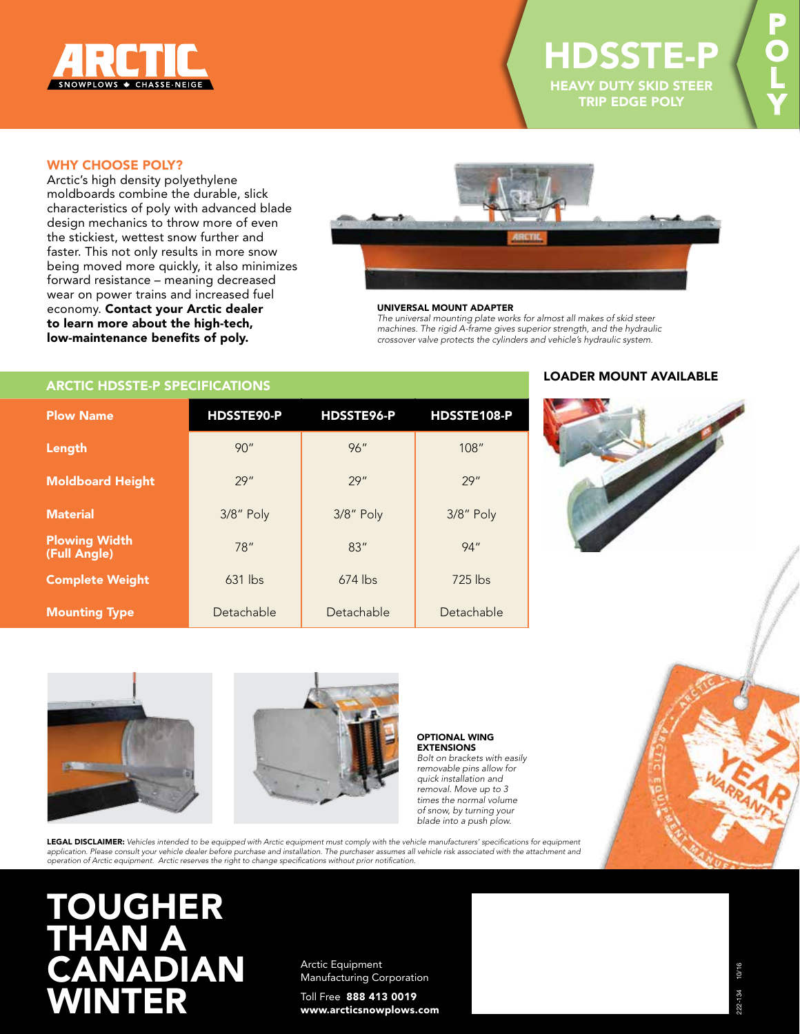# HDSSTE-P

HEAVY DUTY SKID STEER TRIP EDGE POLY

POLY

## WHY CHOOSE POLY?

Arctic's high density polyethylene moldboards combine the durable, slick characteristics of poly with advanced blade design mechanics to throw more of even the stickiest, wettest snow further and faster. This not only results in more snow being moved more quickly, it also minimizes forward resistance – meaning decreased wear on power trains and increased fuel economy. **Contact your Arctic dealer to learn more about the high-tech, low-maintenance benefits of poly.**

**UNIVERSAL MOUNT ADAPTER**

*The universal mounting plate works for almost all makes of skid steer machines. The rigid A-frame gives superior strength, and the hydraulic crossover valve protects the cylinders and vehicle's hydraulic system.*

## ARCTIC HDSSTE-P SPECIFICATIONS

| Plow Name | HDSSTE90-P | HDSSTE96-P | HDSSTE108-P |
|---|---|---|---|
| Length | 90″ | 96″ | 108″ |
| Moldboard Height | 29″ | 29″ | 29″ |
| Material | 3/8″ Poly | 3/8″ Poly | 3/8″ Poly |
| Plowing Width (Full Angle) | 78″ | 83″ | 94″ |
| Complete Weight | 631 lbs | 674 lbs | 725 lbs |
| Mounting Type | Detachable | Detachable | Detachable |

**LOADER MOUNT AVAILABLE**

**OPTIONAL WING EXTENSIONS**

*Bolt on brackets with easily removable pins allow for quick installation and removal. Move up to 3 times the normal volume of snow, by turning your blade into a push plow.*

**LEGAL DISCLAIMER:** *Vehicles intended to be equipped with Arctic equipment must comply with the vehicle manufacturers' specifications for equipment application. Please consult your vehicle dealer before purchase and installation. The purchaser assumes all vehicle risk associated with the attachment and operation of Arctic equipment. Arctic reserves the right to change specifications without prior notification.*

# TOUGHER THAN A CANADIAN WINTER

Arctic Equipment Manufacturing Corporation

Toll Free **888 413 0019**

**www.arcticsnowplows.com**

222-134 10/16